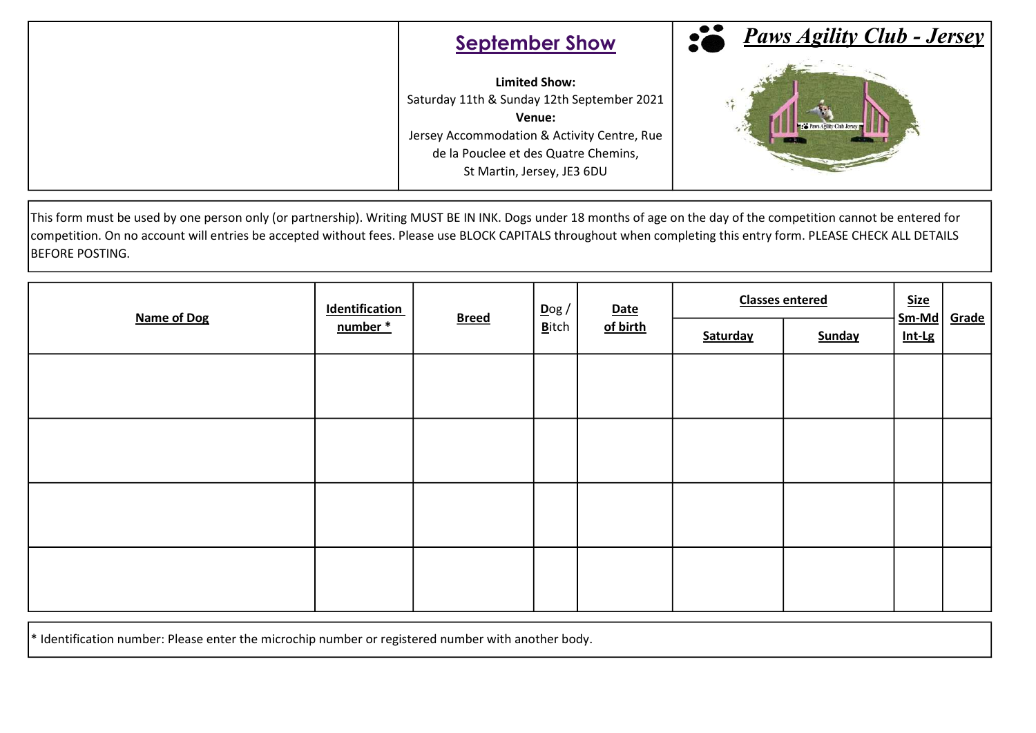## September Show

**Limited Show:**
Saturday 11th & Sunday 12th September 2021
**Venue:**
Jersey Accommodation & Activity Centre, Rue de la Pouclee et des Quatre Chemins,
St Martin, Jersey, JE3 6DU

## *Paws Agility Club - Jersey*

This form must be used by one person only (or partnership). Writing MUST BE IN INK. Dogs under 18 months of age on the day of the competition cannot be entered for competition. On no account will entries be accepted without fees. Please use BLOCK CAPITALS throughout when completing this entry form. PLEASE CHECK ALL DETAILS BEFORE POSTING.

| Name of Dog | Identification number * | Breed | Dog / Bitch | Date of birth | Classes entered | | Size Sm-Md Int-Lg | Grade |
|---|---|---|---|---|---|---|---|---|
| | | | | | Saturday | Sunday | | |
| | | | | | | | | |
| | | | | | | | | |
| | | | | | | | | |
| | | | | | | | | |

* Identification number: Please enter the microchip number or registered number with another body.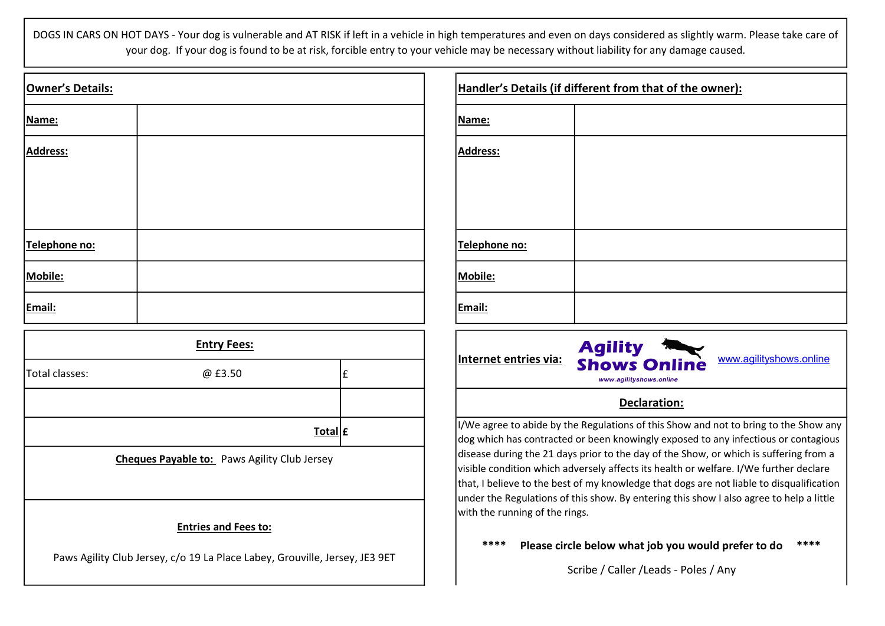DOGS IN CARS ON HOT DAYS - Your dog is vulnerable and AT RISK if left in a vehicle in high temperatures and even on days considered as slightly warm. Please take care of your dog. If your dog is found to be at risk, forcible entry to your vehicle may be necessary without liability for any damage caused.

| **Owner's Details:** | |
|---|---|
| **Name:** | |
| **Address:** | |
| **Telephone no:** | |
| **Mobile:** | |
| **Email:** | |

| **Handler's Details (if different from that of the owner):** | |
|---|---|
| **Name:** | |
| **Address:** | |
| **Telephone no:** | |
| **Mobile:** | |
| **Email:** | |

| **Entry Fees:** | | |
|---|---|---|
| Total classes: | @ £3.50 | £ |
| | | |
| | **Total** | **£** |

**Cheques Payable to:** Paws Agility Club Jersey

**Entries and Fees to:**

Paws Agility Club Jersey, c/o 19 La Place Labey, Grouville, Jersey, JE3 9ET

**Internet entries via:** Agility Shows Online www.agilityshows.online www.agilityshows.online

**Declaration:**

I/We agree to abide by the Regulations of this Show and not to bring to the Show any dog which has contracted or been knowingly exposed to any infectious or contagious disease during the 21 days prior to the day of the Show, or which is suffering from a visible condition which adversely affects its health or welfare. I/We further declare that, I believe to the best of my knowledge that dogs are not liable to disqualification under the Regulations of this show. By entering this show I also agree to help a little with the running of the rings.

**** **Please circle below what job you would prefer to do** ****

Scribe / Caller /Leads - Poles / Any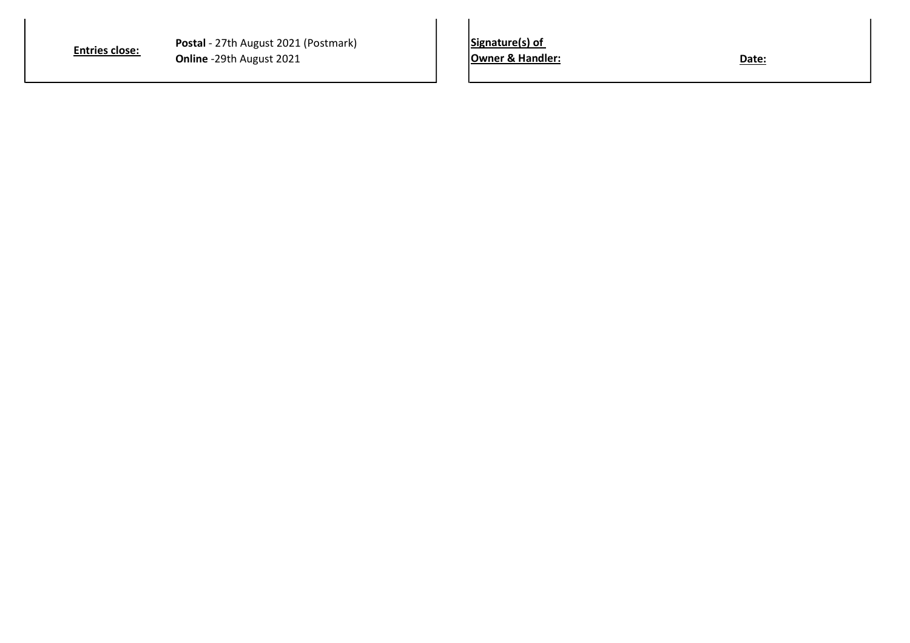| | |
|---|---|
| **Entries close:** | **Postal** - 27th August 2021 (Postmark)<br>**Online** -29th August 2021 |

| | |
|---|---|
| **Signature(s) of Owner & Handler:** | **Date:** |